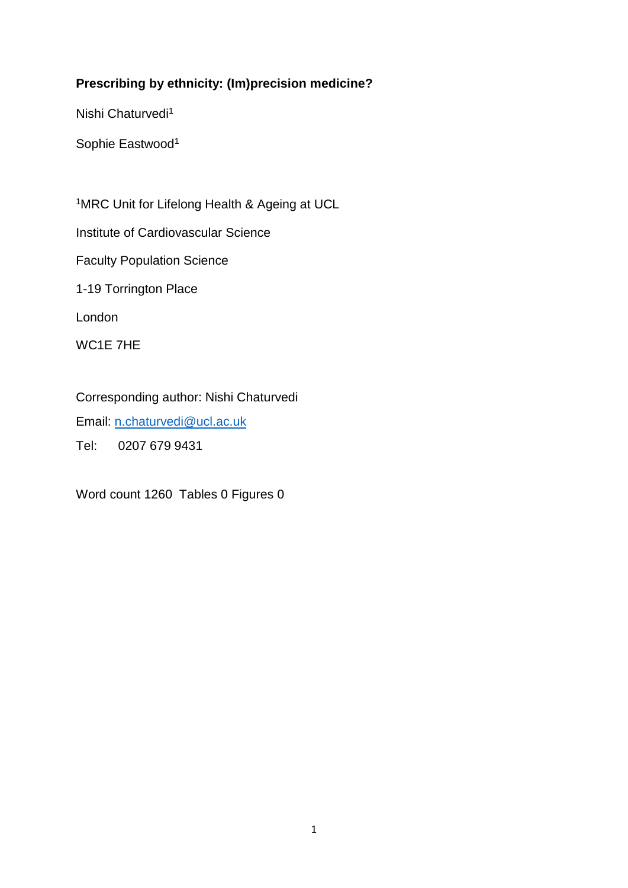**Prescribing by ethnicity: (Im)precision medicine?**

Nishi Chaturvedi[1]

Sophie Eastwood[1]

[1]MRC Unit for Lifelong Health & Ageing at UCL

Institute of Cardiovascular Science

Faculty Population Science

1-19 Torrington Place

London

WC1E 7HE

Corresponding author: Nishi Chaturvedi

Email: n.chaturvedi@ucl.ac.uk

Tel: 0207 679 9431

Word count 1260 Tables 0 Figures 0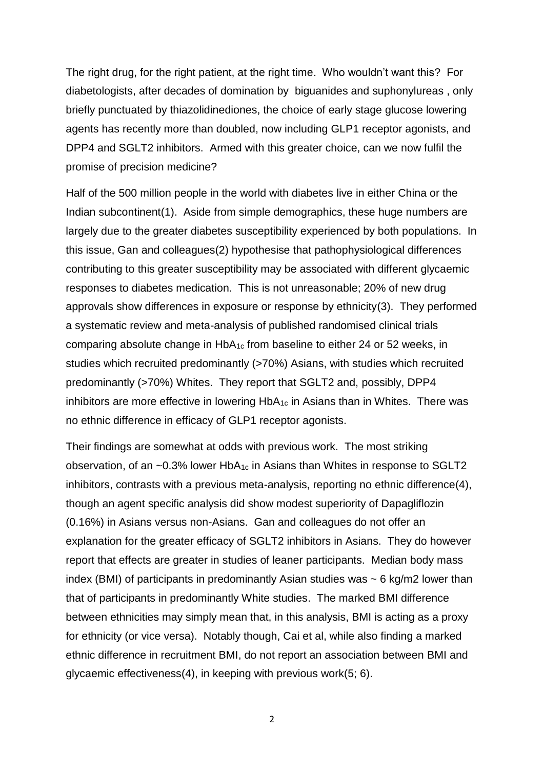The right drug, for the right patient, at the right time. Who wouldn't want this? For diabetologists, after decades of domination by biguanides and suphonylureas , only briefly punctuated by thiazolidinediones, the choice of early stage glucose lowering agents has recently more than doubled, now including GLP1 receptor agonists, and DPP4 and SGLT2 inhibitors. Armed with this greater choice, can we now fulfil the promise of precision medicine?

Half of the 500 million people in the world with diabetes live in either China or the Indian subcontinent(1). Aside from simple demographics, these huge numbers are largely due to the greater diabetes susceptibility experienced by both populations. In this issue, Gan and colleagues(2) hypothesise that pathophysiological differences contributing to this greater susceptibility may be associated with different glycaemic responses to diabetes medication. This is not unreasonable; 20% of new drug approvals show differences in exposure or response by ethnicity(3). They performed a systematic review and meta-analysis of published randomised clinical trials comparing absolute change in $HbA_{1c}$ from baseline to either 24 or 52 weeks, in studies which recruited predominantly (>70%) Asians, with studies which recruited predominantly (>70%) Whites. They report that SGLT2 and, possibly, DPP4 inhibitors are more effective in lowering $HbA_{1c}$ in Asians than in Whites. There was no ethnic difference in efficacy of GLP1 receptor agonists.

Their findings are somewhat at odds with previous work. The most striking observation, of an ~0.3% lower $HbA_{1c}$ in Asians than Whites in response to SGLT2 inhibitors, contrasts with a previous meta-analysis, reporting no ethnic difference(4), though an agent specific analysis did show modest superiority of Dapagliflozin (0.16%) in Asians versus non-Asians. Gan and colleagues do not offer an explanation for the greater efficacy of SGLT2 inhibitors in Asians. They do however report that effects are greater in studies of leaner participants. Median body mass index (BMI) of participants in predominantly Asian studies was ~ 6 kg/m2 lower than that of participants in predominantly White studies. The marked BMI difference between ethnicities may simply mean that, in this analysis, BMI is acting as a proxy for ethnicity (or vice versa). Notably though, Cai et al, while also finding a marked ethnic difference in recruitment BMI, do not report an association between BMI and glycaemic effectiveness(4), in keeping with previous work(5; 6).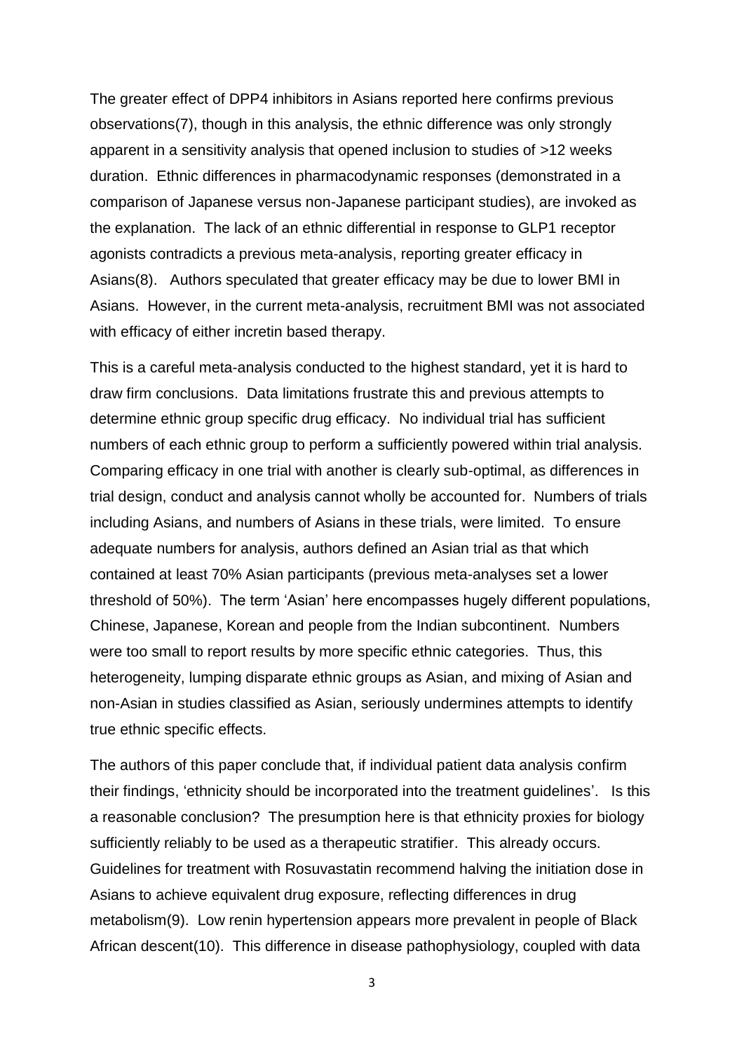The greater effect of DPP4 inhibitors in Asians reported here confirms previous observations(7), though in this analysis, the ethnic difference was only strongly apparent in a sensitivity analysis that opened inclusion to studies of >12 weeks duration. Ethnic differences in pharmacodynamic responses (demonstrated in a comparison of Japanese versus non-Japanese participant studies), are invoked as the explanation. The lack of an ethnic differential in response to GLP1 receptor agonists contradicts a previous meta-analysis, reporting greater efficacy in Asians(8). Authors speculated that greater efficacy may be due to lower BMI in Asians. However, in the current meta-analysis, recruitment BMI was not associated with efficacy of either incretin based therapy.

This is a careful meta-analysis conducted to the highest standard, yet it is hard to draw firm conclusions. Data limitations frustrate this and previous attempts to determine ethnic group specific drug efficacy. No individual trial has sufficient numbers of each ethnic group to perform a sufficiently powered within trial analysis. Comparing efficacy in one trial with another is clearly sub-optimal, as differences in trial design, conduct and analysis cannot wholly be accounted for. Numbers of trials including Asians, and numbers of Asians in these trials, were limited. To ensure adequate numbers for analysis, authors defined an Asian trial as that which contained at least 70% Asian participants (previous meta-analyses set a lower threshold of 50%). The term 'Asian' here encompasses hugely different populations, Chinese, Japanese, Korean and people from the Indian subcontinent. Numbers were too small to report results by more specific ethnic categories. Thus, this heterogeneity, lumping disparate ethnic groups as Asian, and mixing of Asian and non-Asian in studies classified as Asian, seriously undermines attempts to identify true ethnic specific effects.

The authors of this paper conclude that, if individual patient data analysis confirm their findings, 'ethnicity should be incorporated into the treatment guidelines'. Is this a reasonable conclusion? The presumption here is that ethnicity proxies for biology sufficiently reliably to be used as a therapeutic stratifier. This already occurs. Guidelines for treatment with Rosuvastatin recommend halving the initiation dose in Asians to achieve equivalent drug exposure, reflecting differences in drug metabolism(9). Low renin hypertension appears more prevalent in people of Black African descent(10). This difference in disease pathophysiology, coupled with data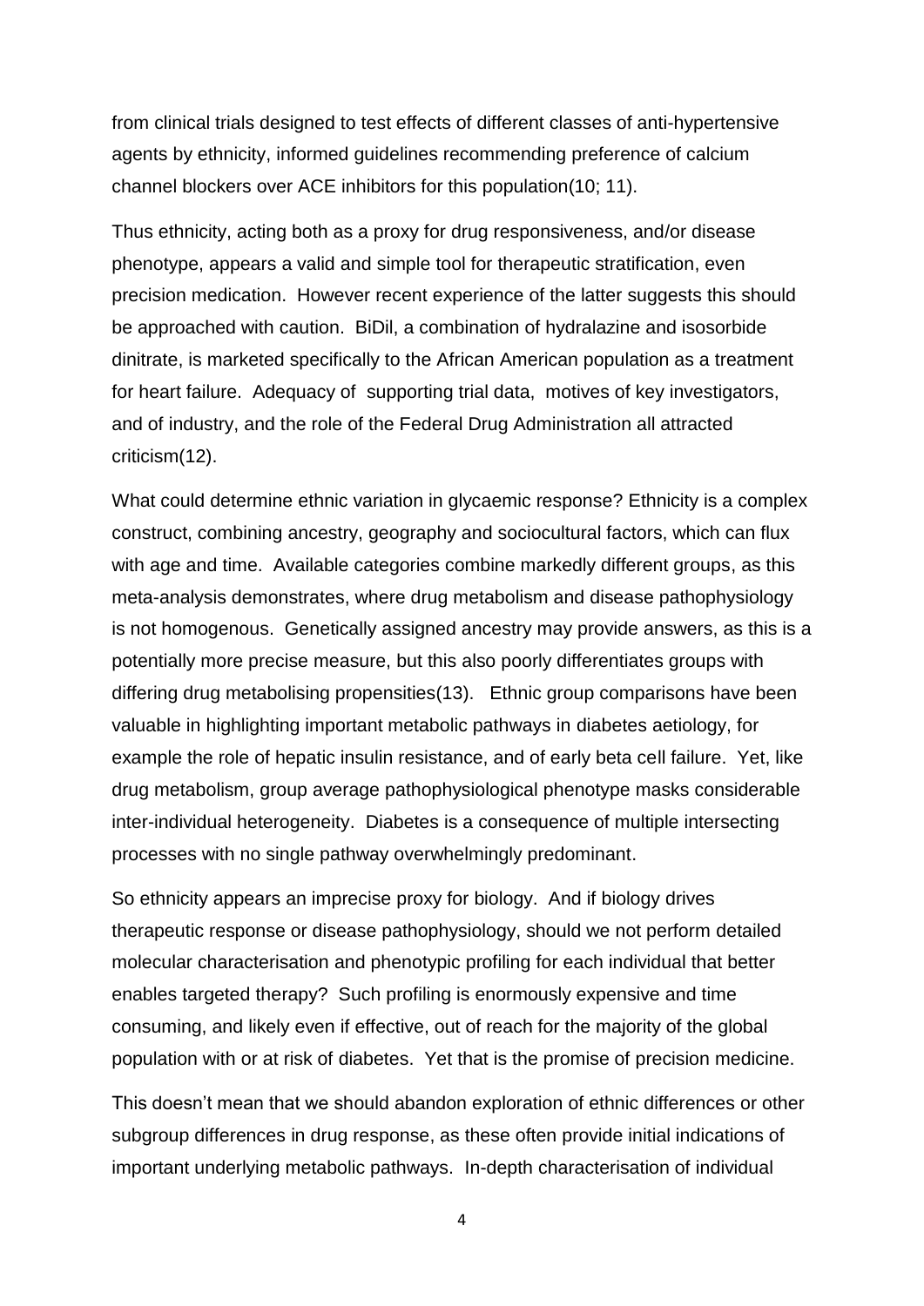from clinical trials designed to test effects of different classes of anti-hypertensive agents by ethnicity, informed guidelines recommending preference of calcium channel blockers over ACE inhibitors for this population(10; 11).

Thus ethnicity, acting both as a proxy for drug responsiveness, and/or disease phenotype, appears a valid and simple tool for therapeutic stratification, even precision medication. However recent experience of the latter suggests this should be approached with caution. BiDil, a combination of hydralazine and isosorbide dinitrate, is marketed specifically to the African American population as a treatment for heart failure. Adequacy of supporting trial data, motives of key investigators, and of industry, and the role of the Federal Drug Administration all attracted criticism(12).

What could determine ethnic variation in glycaemic response? Ethnicity is a complex construct, combining ancestry, geography and sociocultural factors, which can flux with age and time. Available categories combine markedly different groups, as this meta-analysis demonstrates, where drug metabolism and disease pathophysiology is not homogenous. Genetically assigned ancestry may provide answers, as this is a potentially more precise measure, but this also poorly differentiates groups with differing drug metabolising propensities(13). Ethnic group comparisons have been valuable in highlighting important metabolic pathways in diabetes aetiology, for example the role of hepatic insulin resistance, and of early beta cell failure. Yet, like drug metabolism, group average pathophysiological phenotype masks considerable inter-individual heterogeneity. Diabetes is a consequence of multiple intersecting processes with no single pathway overwhelmingly predominant.

So ethnicity appears an imprecise proxy for biology. And if biology drives therapeutic response or disease pathophysiology, should we not perform detailed molecular characterisation and phenotypic profiling for each individual that better enables targeted therapy? Such profiling is enormously expensive and time consuming, and likely even if effective, out of reach for the majority of the global population with or at risk of diabetes. Yet that is the promise of precision medicine.

This doesn't mean that we should abandon exploration of ethnic differences or other subgroup differences in drug response, as these often provide initial indications of important underlying metabolic pathways. In-depth characterisation of individual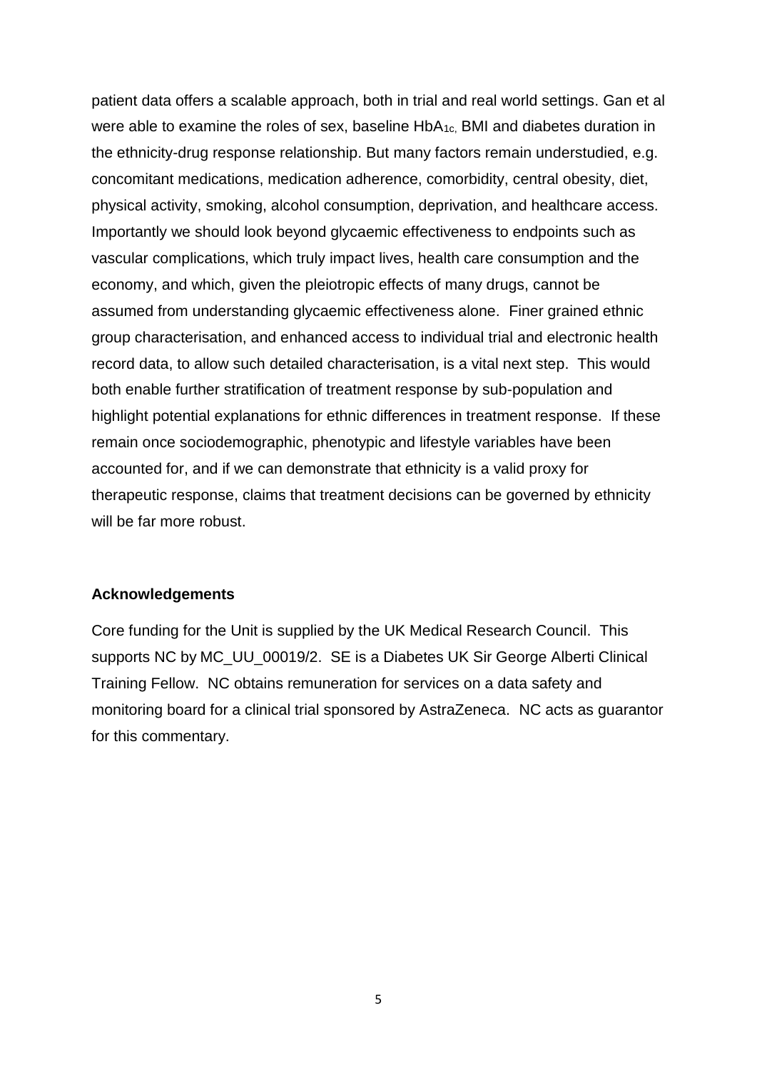patient data offers a scalable approach, both in trial and real world settings. Gan et al were able to examine the roles of sex, baseline $HbA_{1c}$, BMI and diabetes duration in the ethnicity-drug response relationship. But many factors remain understudied, e.g. concomitant medications, medication adherence, comorbidity, central obesity, diet, physical activity, smoking, alcohol consumption, deprivation, and healthcare access. Importantly we should look beyond glycaemic effectiveness to endpoints such as vascular complications, which truly impact lives, health care consumption and the economy, and which, given the pleiotropic effects of many drugs, cannot be assumed from understanding glycaemic effectiveness alone. Finer grained ethnic group characterisation, and enhanced access to individual trial and electronic health record data, to allow such detailed characterisation, is a vital next step. This would both enable further stratification of treatment response by sub-population and highlight potential explanations for ethnic differences in treatment response. If these remain once sociodemographic, phenotypic and lifestyle variables have been accounted for, and if we can demonstrate that ethnicity is a valid proxy for therapeutic response, claims that treatment decisions can be governed by ethnicity will be far more robust.

**Acknowledgements**

Core funding for the Unit is supplied by the UK Medical Research Council. This supports NC by MC_UU_00019/2. SE is a Diabetes UK Sir George Alberti Clinical Training Fellow. NC obtains remuneration for services on a data safety and monitoring board for a clinical trial sponsored by AstraZeneca. NC acts as guarantor for this commentary.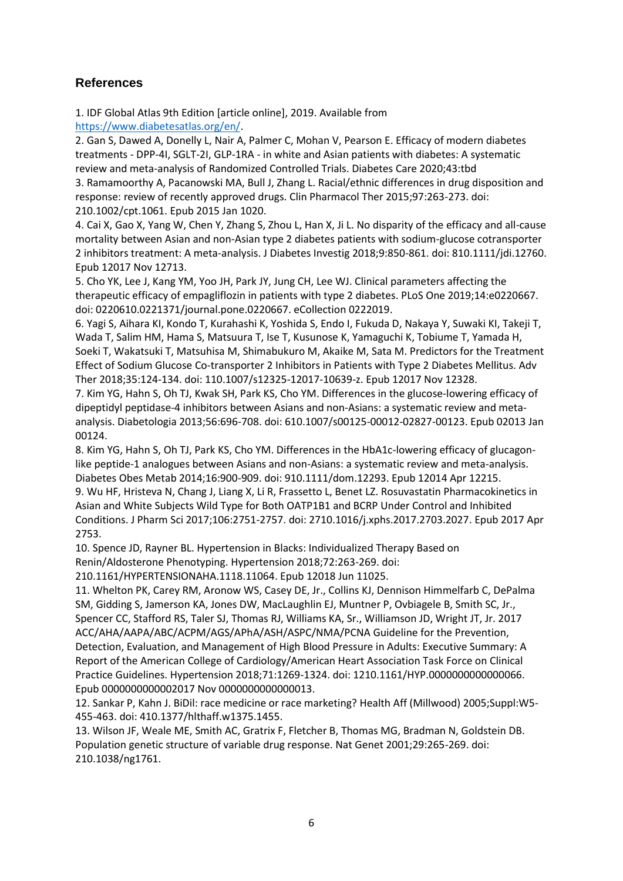## References

1. IDF Global Atlas 9th Edition [article online], 2019. Available from https://www.diabetesatlas.org/en/.
2. Gan S, Dawed A, Donelly L, Nair A, Palmer C, Mohan V, Pearson E. Efficacy of modern diabetes treatments - DPP-4I, SGLT-2I, GLP-1RA - in white and Asian patients with diabetes: A systematic review and meta-analysis of Randomized Controlled Trials. Diabetes Care 2020;43:tbd
3. Ramamoorthy A, Pacanowski MA, Bull J, Zhang L. Racial/ethnic differences in drug disposition and response: review of recently approved drugs. Clin Pharmacol Ther 2015;97:263-273. doi: 210.1002/cpt.1061. Epub 2015 Jan 1020.
4. Cai X, Gao X, Yang W, Chen Y, Zhang S, Zhou L, Han X, Ji L. No disparity of the efficacy and all-cause mortality between Asian and non-Asian type 2 diabetes patients with sodium-glucose cotransporter 2 inhibitors treatment: A meta-analysis. J Diabetes Investig 2018;9:850-861. doi: 810.1111/jdi.12760. Epub 12017 Nov 12713.
5. Cho YK, Lee J, Kang YM, Yoo JH, Park JY, Jung CH, Lee WJ. Clinical parameters affecting the therapeutic efficacy of empagliflozin in patients with type 2 diabetes. PLoS One 2019;14:e0220667. doi: 0220610.0221371/journal.pone.0220667. eCollection 0222019.
6. Yagi S, Aihara KI, Kondo T, Kurahashi K, Yoshida S, Endo I, Fukuda D, Nakaya Y, Suwaki KI, Takeji T, Wada T, Salim HM, Hama S, Matsuura T, Ise T, Kusunose K, Yamaguchi K, Tobiume T, Yamada H, Soeki T, Wakatsuki T, Matsuhisa M, Shimabukuro M, Akaike M, Sata M. Predictors for the Treatment Effect of Sodium Glucose Co-transporter 2 Inhibitors in Patients with Type 2 Diabetes Mellitus. Adv Ther 2018;35:124-134. doi: 110.1007/s12325-12017-10639-z. Epub 12017 Nov 12328.
7. Kim YG, Hahn S, Oh TJ, Kwak SH, Park KS, Cho YM. Differences in the glucose-lowering efficacy of dipeptidyl peptidase-4 inhibitors between Asians and non-Asians: a systematic review and meta-analysis. Diabetologia 2013;56:696-708. doi: 610.1007/s00125-00012-02827-00123. Epub 02013 Jan 00124.
8. Kim YG, Hahn S, Oh TJ, Park KS, Cho YM. Differences in the HbA1c-lowering efficacy of glucagon-like peptide-1 analogues between Asians and non-Asians: a systematic review and meta-analysis. Diabetes Obes Metab 2014;16:900-909. doi: 910.1111/dom.12293. Epub 12014 Apr 12215.
9. Wu HF, Hristeva N, Chang J, Liang X, Li R, Frassetto L, Benet LZ. Rosuvastatin Pharmacokinetics in Asian and White Subjects Wild Type for Both OATP1B1 and BCRP Under Control and Inhibited Conditions. J Pharm Sci 2017;106:2751-2757. doi: 2710.1016/j.xphs.2017.2703.2027. Epub 2017 Apr 2753.
10. Spence JD, Rayner BL. Hypertension in Blacks: Individualized Therapy Based on Renin/Aldosterone Phenotyping. Hypertension 2018;72:263-269. doi: 210.1161/HYPERTENSIONAHA.1118.11064. Epub 12018 Jun 11025.
11. Whelton PK, Carey RM, Aronow WS, Casey DE, Jr., Collins KJ, Dennison Himmelfarb C, DePalma SM, Gidding S, Jamerson KA, Jones DW, MacLaughlin EJ, Muntner P, Ovbiagele B, Smith SC, Jr., Spencer CC, Stafford RS, Taler SJ, Thomas RJ, Williams KA, Sr., Williamson JD, Wright JT, Jr. 2017 ACC/AHA/AAPA/ABC/ACPM/AGS/APhA/ASH/ASPC/NMA/PCNA Guideline for the Prevention, Detection, Evaluation, and Management of High Blood Pressure in Adults: Executive Summary: A Report of the American College of Cardiology/American Heart Association Task Force on Clinical Practice Guidelines. Hypertension 2018;71:1269-1324. doi: 1210.1161/HYP.0000000000000066. Epub 0000000000002017 Nov 0000000000000013.
12. Sankar P, Kahn J. BiDil: race medicine or race marketing? Health Aff (Millwood) 2005;Suppl:W5-455-463. doi: 410.1377/hlthaff.w1375.1455.
13. Wilson JF, Weale ME, Smith AC, Gratrix F, Fletcher B, Thomas MG, Bradman N, Goldstein DB. Population genetic structure of variable drug response. Nat Genet 2001;29:265-269. doi: 210.1038/ng1761.